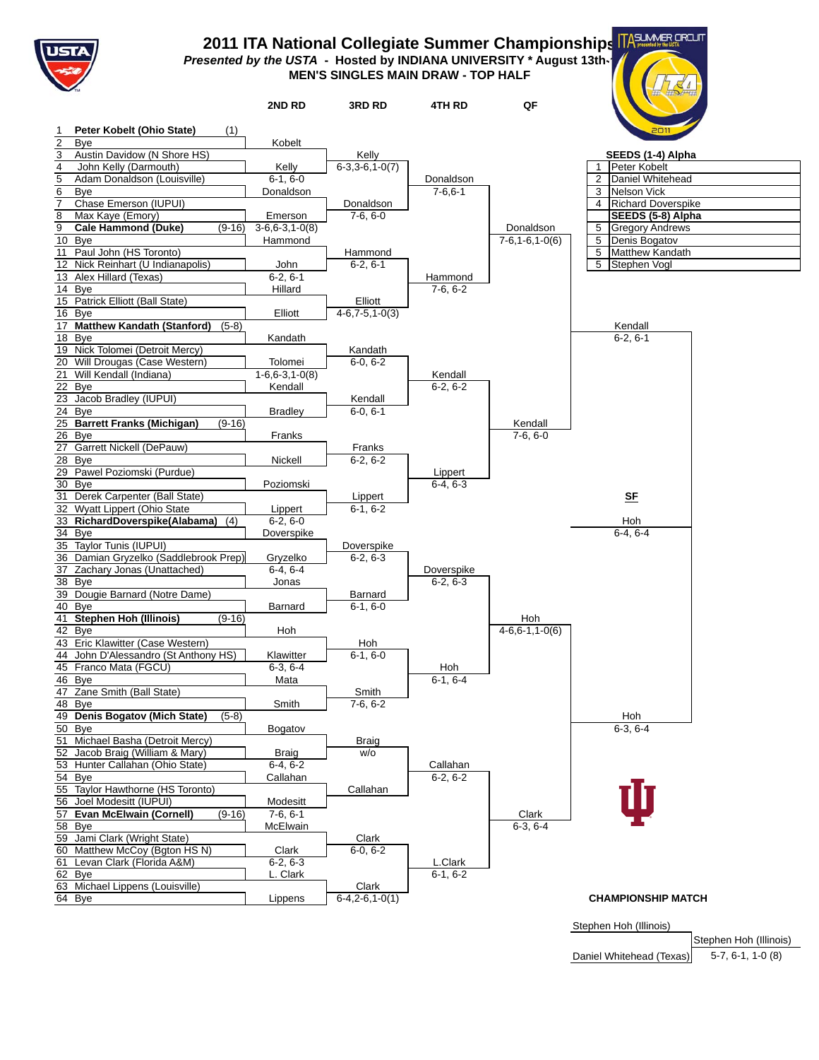# 2011 ITA National Collegiate Summer Championships

***Presented by the USTA* - Hosted by INDIANA UNIVERSITY * August 13th-**

**MEN'S SINGLES MAIN DRAW - TOP HALF**

| | Player | Seed | 2ND RD | 3RD RD | 4TH RD | QF | SF |
|---|---|---|---|---|---|---|---|
| 1 | **Peter Kobelt (Ohio State)** | (1) | | | | | |
| 2 | Bye | | Kobelt | | | | |
| 3 | Austin Davidow (N Shore HS) | | | Kelly | | | |
| 4 | John Kelly (Darmouth) | | Kelly | 6-3,3-6,1-0(7) | | | |
| 5 | Adam Donaldson (Louisville) | | 6-1, 6-0 | | Donaldson | | |
| 6 | Bye | | Donaldson | | 7-6,6-1 | | |
| 7 | Chase Emerson (IUPUI) | | | Donaldson | | | |
| 8 | Max Kaye (Emory) | | Emerson | 7-6, 6-0 | | | |
| 9 | **Cale Hammond (Duke)** | (9-16) | 3-6,6-3,1-0(8) | | | Donaldson | |
| 10 | Bye | | Hammond | | | 7-6,1-6,1-0(6) | |
| 11 | Paul John (HS Toronto) | | | Hammond | | | |
| 12 | Nick Reinhart (U Indianapolis) | | John | 6-2, 6-1 | | | |
| 13 | Alex Hillard (Texas) | | 6-2, 6-1 | | Hammond | | |
| 14 | Bye | | Hillard | | 7-6, 6-2 | | |
| 15 | Patrick Elliott (Ball State) | | | Elliott | | | |
| 16 | Bye | | Elliott | 4-6,7-5,1-0(3) | | | |
| 17 | **Matthew Kandath (Stanford)** | (5-8) | | | | | Kendall |
| 18 | Bye | | Kandath | | | | 6-2, 6-1 |
| 19 | Nick Tolomei (Detroit Mercy) | | | Kandath | | | |
| 20 | Will Drougas (Case Western) | | Tolomei | 6-0, 6-2 | | | |
| 21 | Will Kendall (Indiana) | | 1-6,6-3,1-0(8) | | Kendall | | |
| 22 | Bye | | Kendall | | 6-2, 6-2 | | |
| 23 | Jacob Bradley (IUPUI) | | | Kendall | | | |
| 24 | Bye | | Bradley | 6-0, 6-1 | | | |
| 25 | **Barrett Franks (Michigan)** | (9-16) | | | | Kendall | |
| 26 | Bye | | Franks | | | 7-6, 6-0 | |
| 27 | Garrett Nickell (DePauw) | | | Franks | | | |
| 28 | Bye | | Nickell | 6-2, 6-2 | | | |
| 29 | Pawel Poziomski (Purdue) | | | | Lippert | | |
| 30 | Bye | | Poziomski | | 6-4, 6-3 | | |
| 31 | Derek Carpenter (Ball State) | | | Lippert | | | |
| 32 | Wyatt Lippert (Ohio State | | Lippert | 6-1, 6-2 | | | **SF** |
| 33 | **RichardDoverspike(Alabama)** | (4) | 6-2, 6-0 | | | | Hoh |
| 34 | Bye | | Doverspike | | | | 6-4, 6-4 |
| 35 | Taylor Tunis (IUPUI) | | | Doverspike | | | |
| 36 | Damian Gryzelko (Saddlebrook Prep) | | Gryzelko | 6-2, 6-3 | | | |
| 37 | Zachary Jonas (Unattached) | | 6-4, 6-4 | | Doverspike | | |
| 38 | Bye | | Jonas | | 6-2, 6-3 | | |
| 39 | Dougie Barnard (Notre Dame) | | | Barnard | | | |
| 40 | Bye | | Barnard | 6-1, 6-0 | | | |
| 41 | **Stephen Hoh (Illinois)** | (9-16) | | | | Hoh | |
| 42 | Bye | | Hoh | | | 4-6,6-1,1-0(6) | |
| 43 | Eric Klawitter (Case Western) | | | Hoh | | | |
| 44 | John D'Alessandro (St Anthony HS) | | Klawitter | 6-1, 6-0 | | | |
| 45 | Franco Mata (FGCU) | | 6-3, 6-4 | | Hoh | | |
| 46 | Bye | | Mata | | 6-1, 6-4 | | |
| 47 | Zane Smith (Ball State) | | | Smith | | | |
| 48 | Bye | | Smith | 7-6, 6-2 | | | |
| 49 | **Denis Bogatov (Mich State)** | (5-8) | | | | | Hoh |
| 50 | Bye | | Bogatov | | | | 6-3, 6-4 |
| 51 | Michael Basha (Detroit Mercy) | | | Braig | | | |
| 52 | Jacob Braig (William & Mary) | | Braig | w/o | | | |
| 53 | Hunter Callahan (Ohio State) | | 6-4, 6-2 | | Callahan | | |
| 54 | Bye | | Callahan | | 6-2, 6-2 | | |
| 55 | Taylor Hawthorne (HS Toronto) | | | Callahan | | | |
| 56 | Joel Modesitt (IUPUI) | | Modesitt | | | | |
| 57 | **Evan McElwain (Cornell)** | (9-16) | 7-6, 6-1 | | | Clark | |
| 58 | Bye | | McElwain | | | 6-3, 6-4 | |
| 59 | Jami Clark (Wright State) | | | Clark | | | |
| 60 | Matthew McCoy (Bgton HS N) | | Clark | 6-0, 6-2 | | | |
| 61 | Levan Clark (Florida A&M) | | 6-2, 6-3 | | L.Clark | | |
| 62 | Bye | | L. Clark | | 6-1, 6-2 | | |
| 63 | Michael Lippens (Louisville) | | | Clark | | | |
| 64 | Bye | | Lippens | 6-4,2-6,1-0(1) | | | |

**SEEDS (1-4) Alpha**

| | |
|---|---|
| 1 | Peter Kobelt |
| 2 | Daniel Whitehead |
| 3 | Nelson Vick |
| 4 | Richard Doverspike |
| | **SEEDS (5-8) Alpha** |
| 5 | Gregory Andrews |
| 5 | Denis Bogatov |
| 5 | Matthew Kandath |
| 5 | Stephen Vogl |

**CHAMPIONSHIP MATCH**

| Finalists | Winner |
|---|---|
| Stephen Hoh (Illinois) | Stephen Hoh (Illinois) |
| Daniel Whitehead (Texas) | 5-7, 6-1, 1-0 (8) |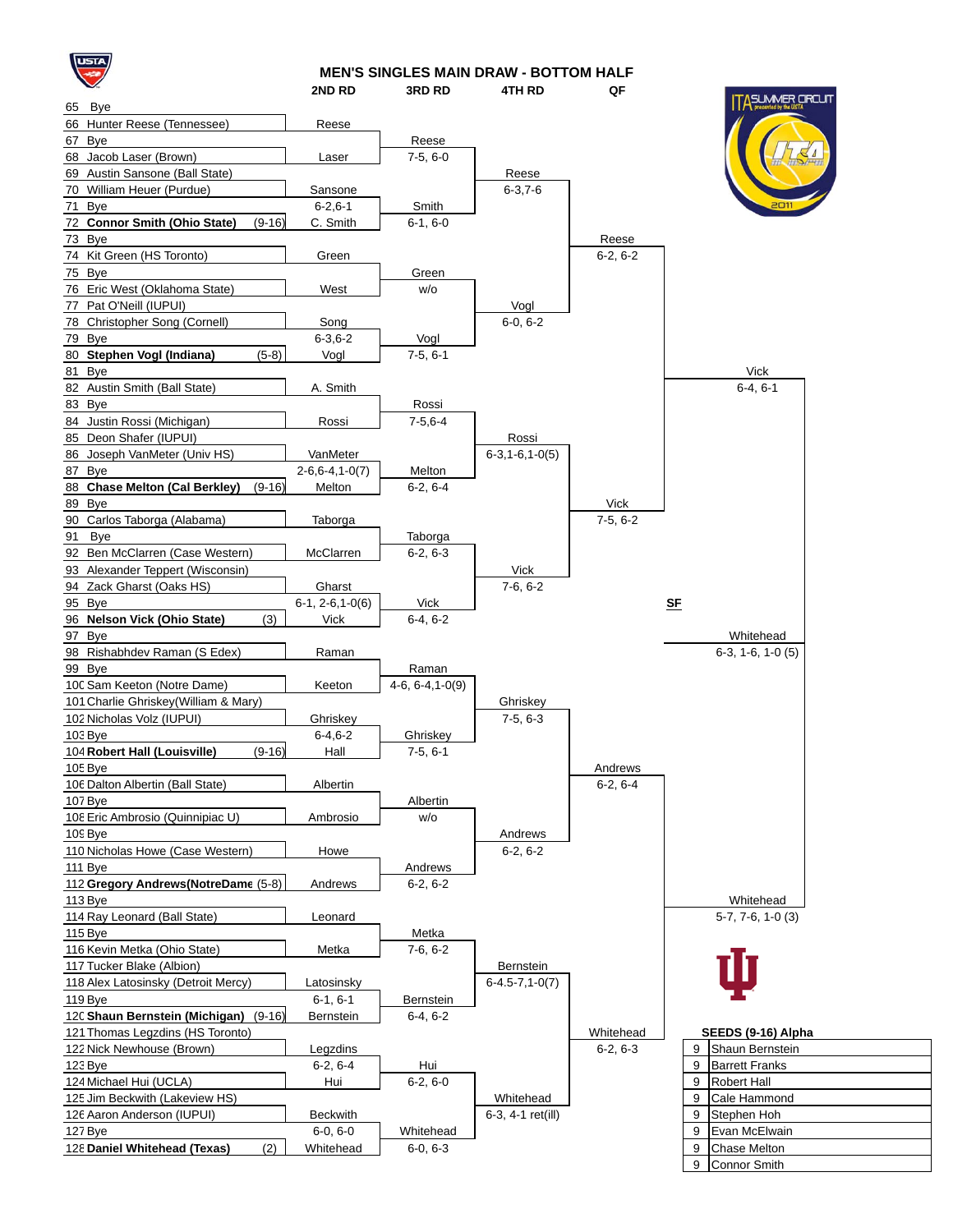# MEN'S SINGLES MAIN DRAW - BOTTOM HALF

| Draw | 2ND RD | 3RD RD | 4TH RD | QF | SF |
|---|---|---|---|---|---|
| 65 Bye | | | | | |
| 66 Hunter Reese (Tennessee) | Reese | | | | |
| 67 Bye | | Reese | | | |
| 68 Jacob Laser (Brown) | Laser | 7-5, 6-0 | | | |
| 69 Austin Sansone (Ball State) | | | Reese | | |
| 70 William Heuer (Purdue) | Sansone | | 6-3,7-6 | | |
| 71 Bye | 6-2,6-1 | Smith | | | |
| 72 **Connor Smith (Ohio State)** (9-16) | C. Smith | 6-1, 6-0 | | | |
| 73 Bye | | | | Reese | |
| 74 Kit Green (HS Toronto) | Green | | | 6-2, 6-2 | |
| 75 Bye | | Green | | | |
| 76 Eric West (Oklahoma State) | West | w/o | | | |
| 77 Pat O'Neill (IUPUI) | | | Vogl | | |
| 78 Christopher Song (Cornell) | Song | | 6-0, 6-2 | | |
| 79 Bye | 6-3,6-2 | Vogl | | | |
| 80 **Stephen Vogl (Indiana)** (5-8) | Vogl | 7-5, 6-1 | | | |
| 81 Bye | | | | | Vick |
| 82 Austin Smith (Ball State) | A. Smith | | | | 6-4, 6-1 |
| 83 Bye | | Rossi | | | |
| 84 Justin Rossi (Michigan) | Rossi | 7-5,6-4 | | | |
| 85 Deon Shafer (IUPUI) | | | Rossi | | |
| 86 Joseph VanMeter (Univ HS) | VanMeter | | 6-3,1-6,1-0(5) | | |
| 87 Bye | 2-6,6-4,1-0(7) | Melton | | | |
| 88 **Chase Melton (Cal Berkley)** (9-16) | Melton | 6-2, 6-4 | | | |
| 89 Bye | | | | Vick | |
| 90 Carlos Taborga (Alabama) | Taborga | | | 7-5, 6-2 | |
| 91 Bye | | Taborga | | | |
| 92 Ben McClarren (Case Western) | McClarren | 6-2, 6-3 | | | |
| 93 Alexander Teppert (Wisconsin) | | | Vick | | |
| 94 Zack Gharst (Oaks HS) | Gharst | | 7-6, 6-2 | | |
| 95 Bye | 6-1, 2-6,1-0(6) | Vick | | | |
| 96 **Nelson Vick (Ohio State)** (3) | Vick | 6-4, 6-2 | | | |
| 97 Bye | | | | | Whitehead |
| 98 Rishabhdev Raman (S Edex) | Raman | | | | 6-3, 1-6, 1-0 (5) |
| 99 Bye | | Raman | | | |
| 100 Sam Keeton (Notre Dame) | Keeton | 4-6, 6-4,1-0(9) | | | |
| 101 Charlie Ghriskey(William & Mary) | | | Ghriskey | | |
| 102 Nicholas Volz (IUPUI) | Ghriskey | | 7-5, 6-3 | | |
| 103 Bye | 6-4,6-2 | Ghriskey | | | |
| 104 **Robert Hall (Louisville)** (9-16) | Hall | 7-5, 6-1 | | | |
| 105 Bye | | | | Andrews | |
| 106 Dalton Albertin (Ball State) | Albertin | | | 6-2, 6-4 | |
| 107 Bye | | Albertin | | | |
| 108 Eric Ambrosio (Quinnipiac U) | Ambrosio | w/o | | | |
| 109 Bye | | | Andrews | | |
| 110 Nicholas Howe (Case Western) | Howe | | 6-2, 6-2 | | |
| 111 Bye | | Andrews | | | |
| 112 **Gregory Andrews(NotreDame** (5-8) | Andrews | 6-2, 6-2 | | | |
| 113 Bye | | | | | Whitehead |
| 114 Ray Leonard (Ball State) | Leonard | | | | 5-7, 7-6, 1-0 (3) |
| 115 Bye | | Metka | | | |
| 116 Kevin Metka (Ohio State) | Metka | 7-6, 6-2 | | | |
| 117 Tucker Blake (Albion) | | | Bernstein | | |
| 118 Alex Latosinsky (Detroit Mercy) | Latosinsky | | 6-4.5-7,1-0(7) | | |
| 119 Bye | 6-1, 6-1 | Bernstein | | | |
| 120 **Shaun Bernstein (Michigan)** (9-16) | Bernstein | 6-4, 6-2 | | | |
| 121 Thomas Legzdins (HS Toronto) | | | | Whitehead | |
| 122 Nick Newhouse (Brown) | Legzdins | | | 6-2, 6-3 | |
| 123 Bye | 6-2, 6-4 | Hui | | | |
| 124 Michael Hui (UCLA) | Hui | 6-2, 6-0 | | | |
| 125 Jim Beckwith (Lakeview HS) | | | Whitehead | | |
| 126 Aaron Anderson (IUPUI) | Beckwith | | 6-3, 4-1 ret(ill) | | |
| 127 Bye | 6-0, 6-0 | Whitehead | | | |
| 128 **Daniel Whitehead (Texas)** (2) | Whitehead | 6-0, 6-3 | | | |

**SEEDS (9-16) Alpha**

| | |
|---|---|
| 9 | Shaun Bernstein |
| 9 | Barrett Franks |
| 9 | Robert Hall |
| 9 | Cale Hammond |
| 9 | Stephen Hoh |
| 9 | Evan McElwain |
| 9 | Chase Melton |
| 9 | Connor Smith |